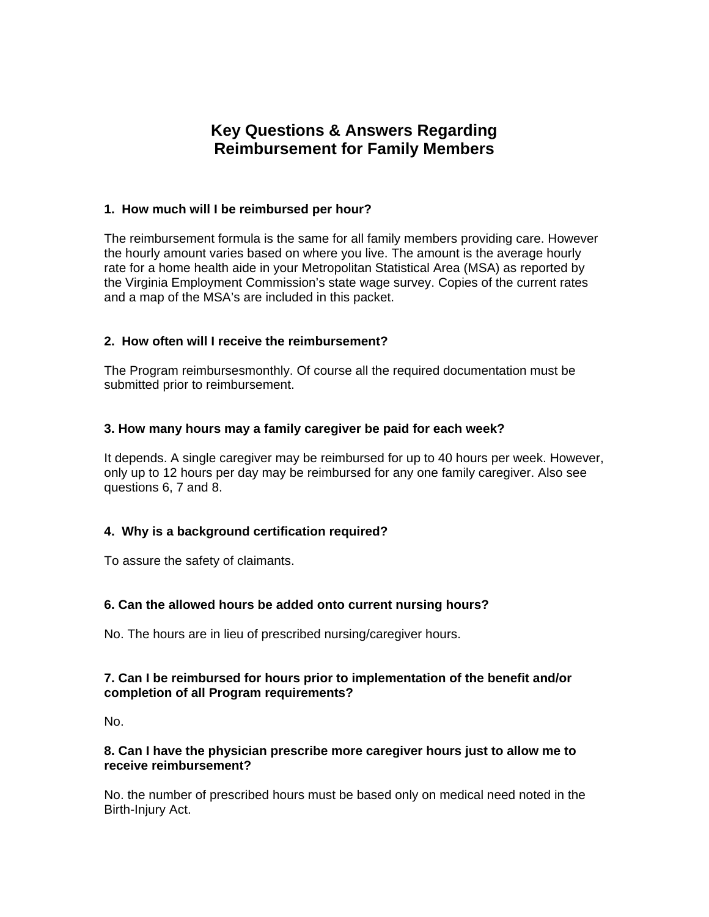# Key Questions & Answers Regarding Reimbursement for Family Members

**1. How much will I be reimbursed per hour?**

The reimbursement formula is the same for all family members providing care. However the hourly amount varies based on where you live. The amount is the average hourly rate for a home health aide in your Metropolitan Statistical Area (MSA) as reported by the Virginia Employment Commission's state wage survey. Copies of the current rates and a map of the MSA's are included in this packet.

**2. How often will I receive the reimbursement?**

The Program reimbursesmonthly. Of course all the required documentation must be submitted prior to reimbursement.

**3. How many hours may a family caregiver be paid for each week?**

It depends. A single caregiver may be reimbursed for up to 40 hours per week. However, only up to 12 hours per day may be reimbursed for any one family caregiver. Also see questions 6, 7 and 8.

**4. Why is a background certification required?**

To assure the safety of claimants.

**6. Can the allowed hours be added onto current nursing hours?**

No. The hours are in lieu of prescribed nursing/caregiver hours.

**7. Can I be reimbursed for hours prior to implementation of the benefit and/or completion of all Program requirements?**

No.

**8. Can I have the physician prescribe more caregiver hours just to allow me to receive reimbursement?**

No. the number of prescribed hours must be based only on medical need noted in the Birth-Injury Act.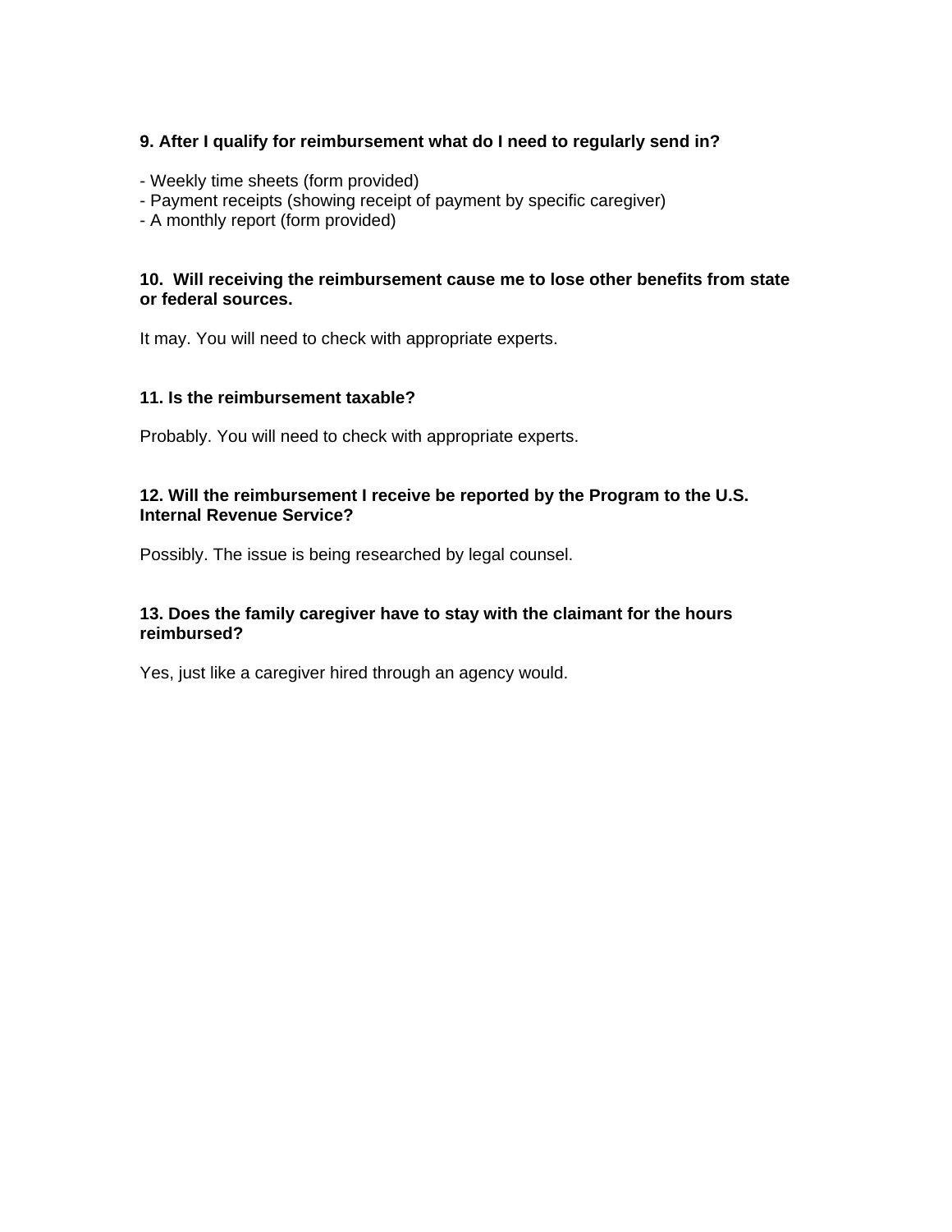**9. After I qualify for reimbursement what do I need to regularly send in?**

- Weekly time sheets (form provided)
- Payment receipts (showing receipt of payment by specific caregiver)
- A monthly report (form provided)

**10. Will receiving the reimbursement cause me to lose other benefits from state or federal sources.**

It may. You will need to check with appropriate experts.

**11. Is the reimbursement taxable?**

Probably. You will need to check with appropriate experts.

**12. Will the reimbursement I receive be reported by the Program to the U.S. Internal Revenue Service?**

Possibly. The issue is being researched by legal counsel.

**13. Does the family caregiver have to stay with the claimant for the hours reimbursed?**

Yes, just like a caregiver hired through an agency would.